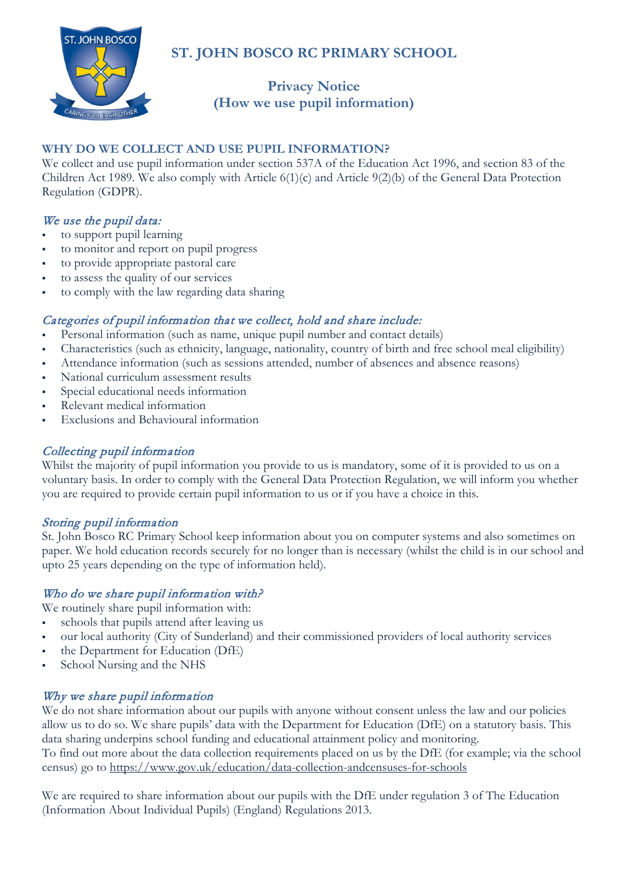# ST. JOHN BOSCO RC PRIMARY SCHOOL

## Privacy Notice
## (How we use pupil information)

### WHY DO WE COLLECT AND USE PUPIL INFORMATION?

We collect and use pupil information under section 537A of the Education Act 1996, and section 83 of the Children Act 1989. We also comply with Article 6(1)(c) and Article 9(2)(b) of the General Data Protection Regulation (GDPR).

*We use the pupil data:*

- to support pupil learning
- to monitor and report on pupil progress
- to provide appropriate pastoral care
- to assess the quality of our services
- to comply with the law regarding data sharing

*Categories of pupil information that we collect, hold and share include:*

- Personal information (such as name, unique pupil number and contact details)
- Characteristics (such as ethnicity, language, nationality, country of birth and free school meal eligibility)
- Attendance information (such as sessions attended, number of absences and absence reasons)
- National curriculum assessment results
- Special educational needs information
- Relevant medical information
- Exclusions and Behavioural information

*Collecting pupil information*

Whilst the majority of pupil information you provide to us is mandatory, some of it is provided to us on a voluntary basis. In order to comply with the General Data Protection Regulation, we will inform you whether you are required to provide certain pupil information to us or if you have a choice in this.

*Storing pupil information*

St. John Bosco RC Primary School keep information about you on computer systems and also sometimes on paper. We hold education records securely for no longer than is necessary (whilst the child is in our school and upto 25 years depending on the type of information held).

*Who do we share pupil information with?*

We routinely share pupil information with:

- schools that pupils attend after leaving us
- our local authority (City of Sunderland) and their commissioned providers of local authority services
- the Department for Education (DfE)
- School Nursing and the NHS

*Why we share pupil information*

We do not share information about our pupils with anyone without consent unless the law and our policies allow us to do so. We share pupils' data with the Department for Education (DfE) on a statutory basis. This data sharing underpins school funding and educational attainment policy and monitoring.
To find out more about the data collection requirements placed on us by the DfE (for example; via the school census) go to https://www.gov.uk/education/data-collection-andcensuses-for-schools

We are required to share information about our pupils with the DfE under regulation 3 of The Education (Information About Individual Pupils) (England) Regulations 2013.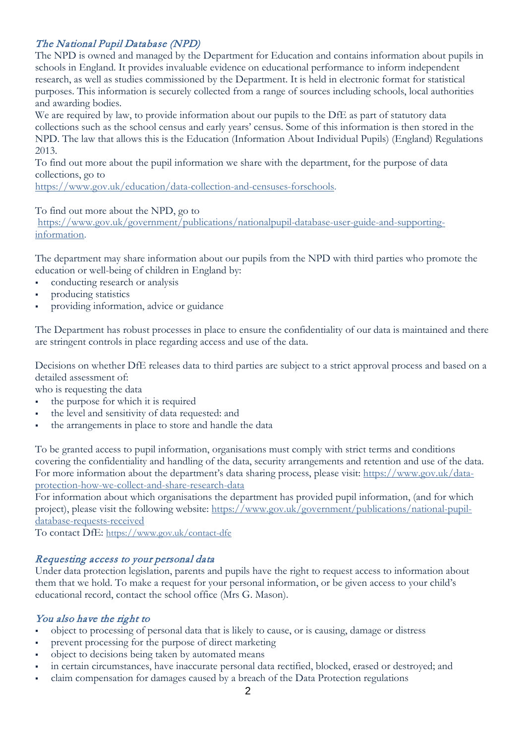### *The National Pupil Database (NPD)*

The NPD is owned and managed by the Department for Education and contains information about pupils in schools in England. It provides invaluable evidence on educational performance to inform independent research, as well as studies commissioned by the Department. It is held in electronic format for statistical purposes. This information is securely collected from a range of sources including schools, local authorities and awarding bodies.

We are required by law, to provide information about our pupils to the DfE as part of statutory data collections such as the school census and early years' census. Some of this information is then stored in the NPD. The law that allows this is the Education (Information About Individual Pupils) (England) Regulations 2013.

To find out more about the pupil information we share with the department, for the purpose of data collections, go to https://www.gov.uk/education/data-collection-and-censuses-forschools.

To find out more about the NPD, go to https://www.gov.uk/government/publications/nationalpupil-database-user-guide-and-supporting-information.

The department may share information about our pupils from the NPD with third parties who promote the education or well-being of children in England by:

- conducting research or analysis
- producing statistics
- providing information, advice or guidance

The Department has robust processes in place to ensure the confidentiality of our data is maintained and there are stringent controls in place regarding access and use of the data.

Decisions on whether DfE releases data to third parties are subject to a strict approval process and based on a detailed assessment of:

who is requesting the data

- the purpose for which it is required
- the level and sensitivity of data requested: and
- the arrangements in place to store and handle the data

To be granted access to pupil information, organisations must comply with strict terms and conditions covering the confidentiality and handling of the data, security arrangements and retention and use of the data. For more information about the department's data sharing process, please visit: https://www.gov.uk/data-protection-how-we-collect-and-share-research-data

For information about which organisations the department has provided pupil information, (and for which project), please visit the following website: https://www.gov.uk/government/publications/national-pupil-database-requests-received

To contact DfE: https://www.gov.uk/contact-dfe

### *Requesting access to your personal data*

Under data protection legislation, parents and pupils have the right to request access to information about them that we hold. To make a request for your personal information, or be given access to your child's educational record, contact the school office (Mrs G. Mason).

### *You also have the right to*

- object to processing of personal data that is likely to cause, or is causing, damage or distress
- prevent processing for the purpose of direct marketing
- object to decisions being taken by automated means
- in certain circumstances, have inaccurate personal data rectified, blocked, erased or destroyed; and
- claim compensation for damages caused by a breach of the Data Protection regulations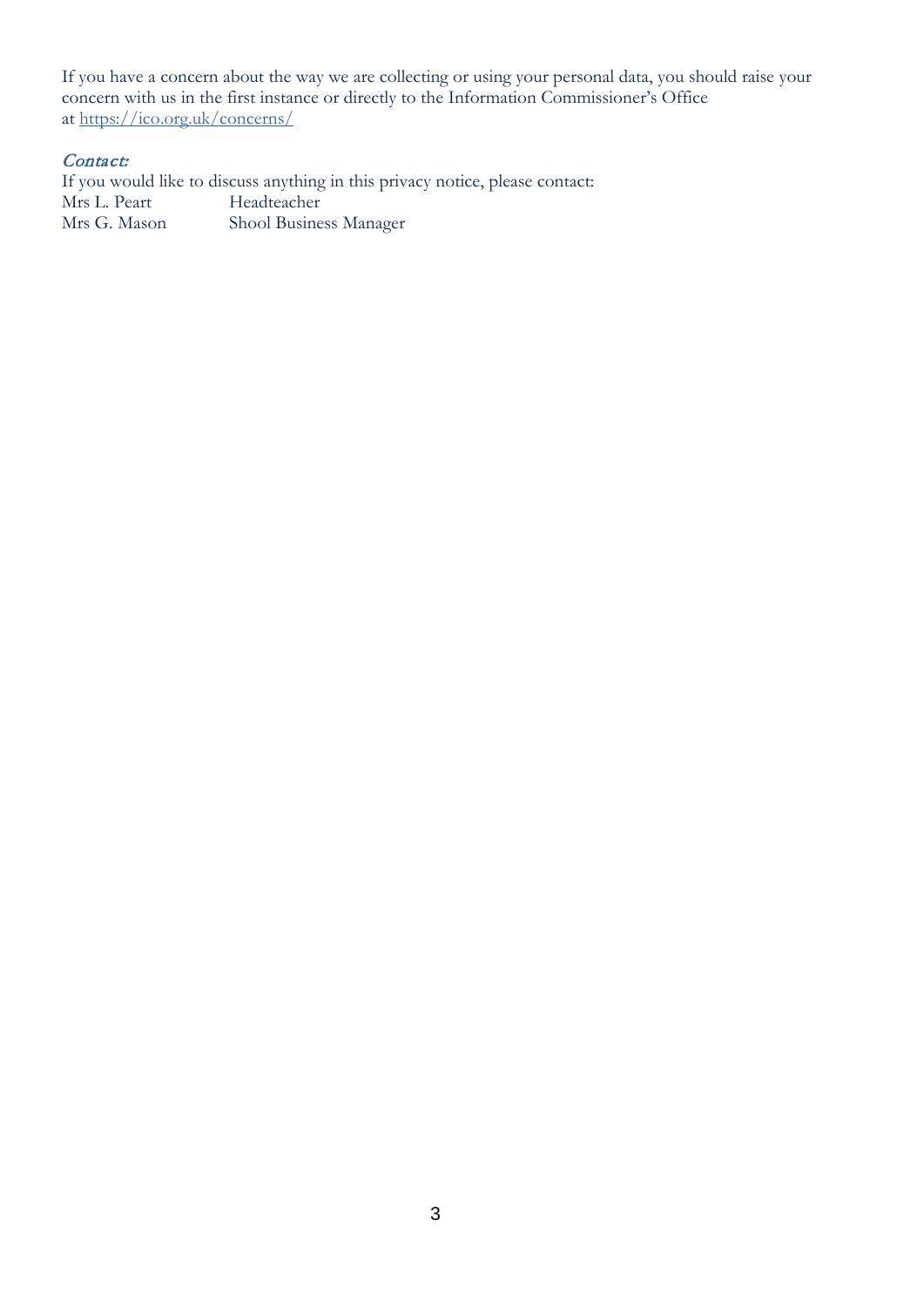If you have a concern about the way we are collecting or using your personal data, you should raise your concern with us in the first instance or directly to the Information Commissioner's Office at [https://ico.org.uk/concerns/](https://ico.org.uk/concerns/)

*Contact:*

If you would like to discuss anything in this privacy notice, please contact:

| | |
|---|---|
| Mrs L. Peart | Headteacher |
| Mrs G. Mason | Shool Business Manager |